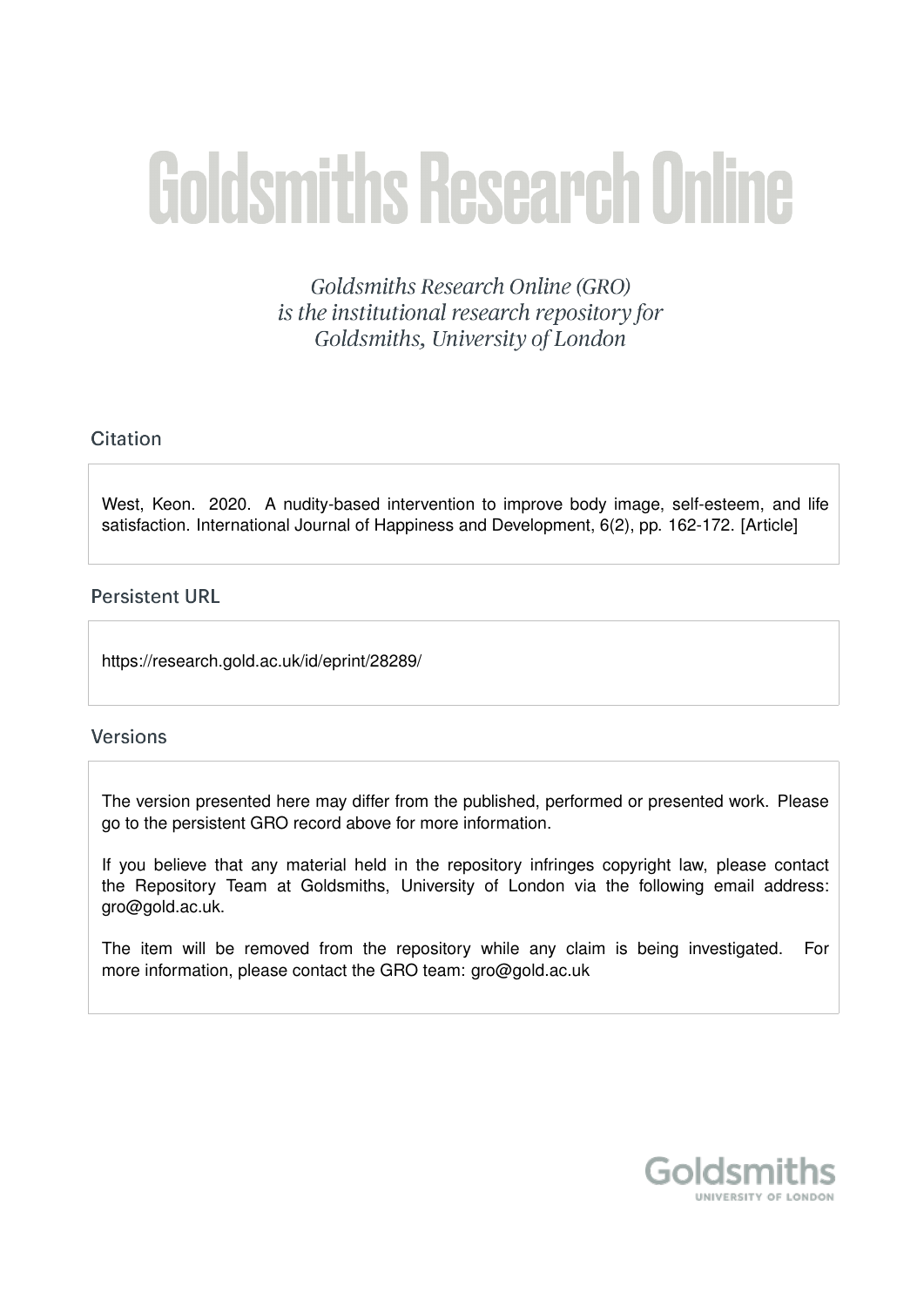# Goldsmiths Research Online

*Goldsmiths Research Online (GRO) is the institutional research repository for Goldsmiths, University of London*

## Citation

West, Keon. 2020. A nudity-based intervention to improve body image, self-esteem, and life satisfaction. International Journal of Happiness and Development, 6(2), pp. 162-172. [Article]

## Persistent URL

https://research.gold.ac.uk/id/eprint/28289/

## Versions

The version presented here may differ from the published, performed or presented work. Please go to the persistent GRO record above for more information.

If you believe that any material held in the repository infringes copyright law, please contact the Repository Team at Goldsmiths, University of London via the following email address: gro@gold.ac.uk.

The item will be removed from the repository while any claim is being investigated. For more information, please contact the GRO team: gro@gold.ac.uk

Goldsmiths
UNIVERSITY OF LONDON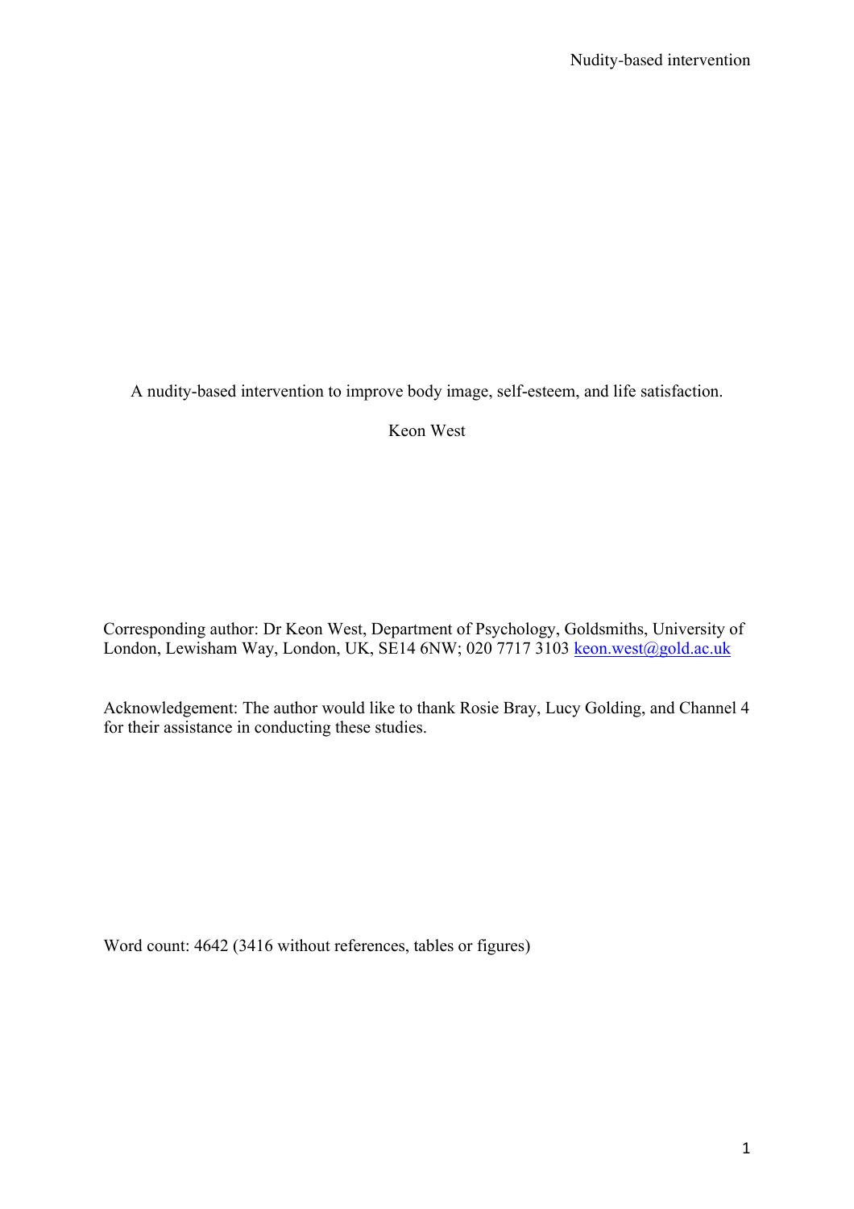A nudity-based intervention to improve body image, self-esteem, and life satisfaction.

Keon West

Corresponding author: Dr Keon West, Department of Psychology, Goldsmiths, University of London, Lewisham Way, London, UK, SE14 6NW; 020 7717 3103 keon.west@gold.ac.uk

Acknowledgement: The author would like to thank Rosie Bray, Lucy Golding, and Channel 4 for their assistance in conducting these studies.

Word count: 4642 (3416 without references, tables or figures)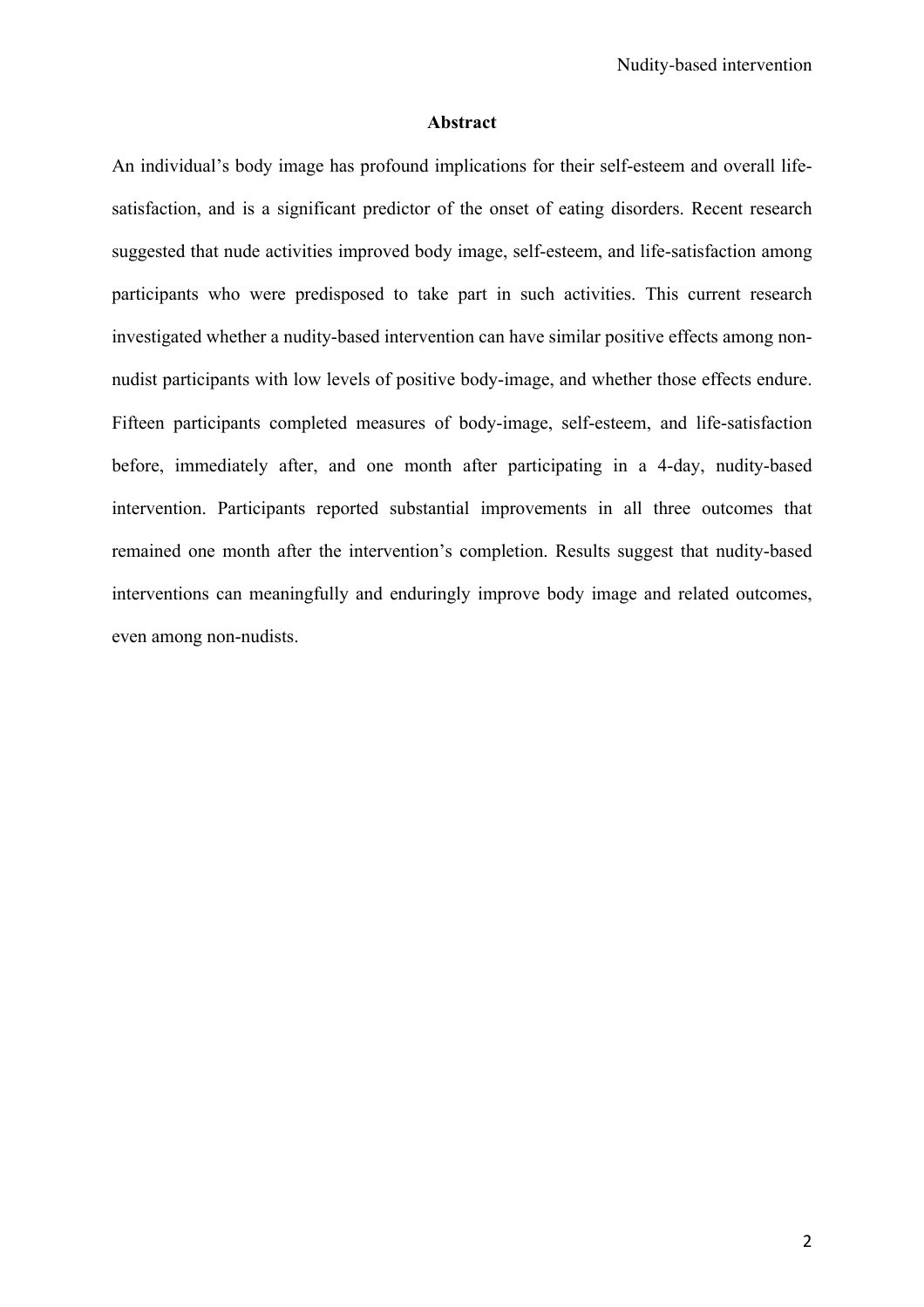## Abstract

An individual's body image has profound implications for their self-esteem and overall life-satisfaction, and is a significant predictor of the onset of eating disorders. Recent research suggested that nude activities improved body image, self-esteem, and life-satisfaction among participants who were predisposed to take part in such activities. This current research investigated whether a nudity-based intervention can have similar positive effects among non-nudist participants with low levels of positive body-image, and whether those effects endure. Fifteen participants completed measures of body-image, self-esteem, and life-satisfaction before, immediately after, and one month after participating in a 4-day, nudity-based intervention. Participants reported substantial improvements in all three outcomes that remained one month after the intervention's completion. Results suggest that nudity-based interventions can meaningfully and enduringly improve body image and related outcomes, even among non-nudists.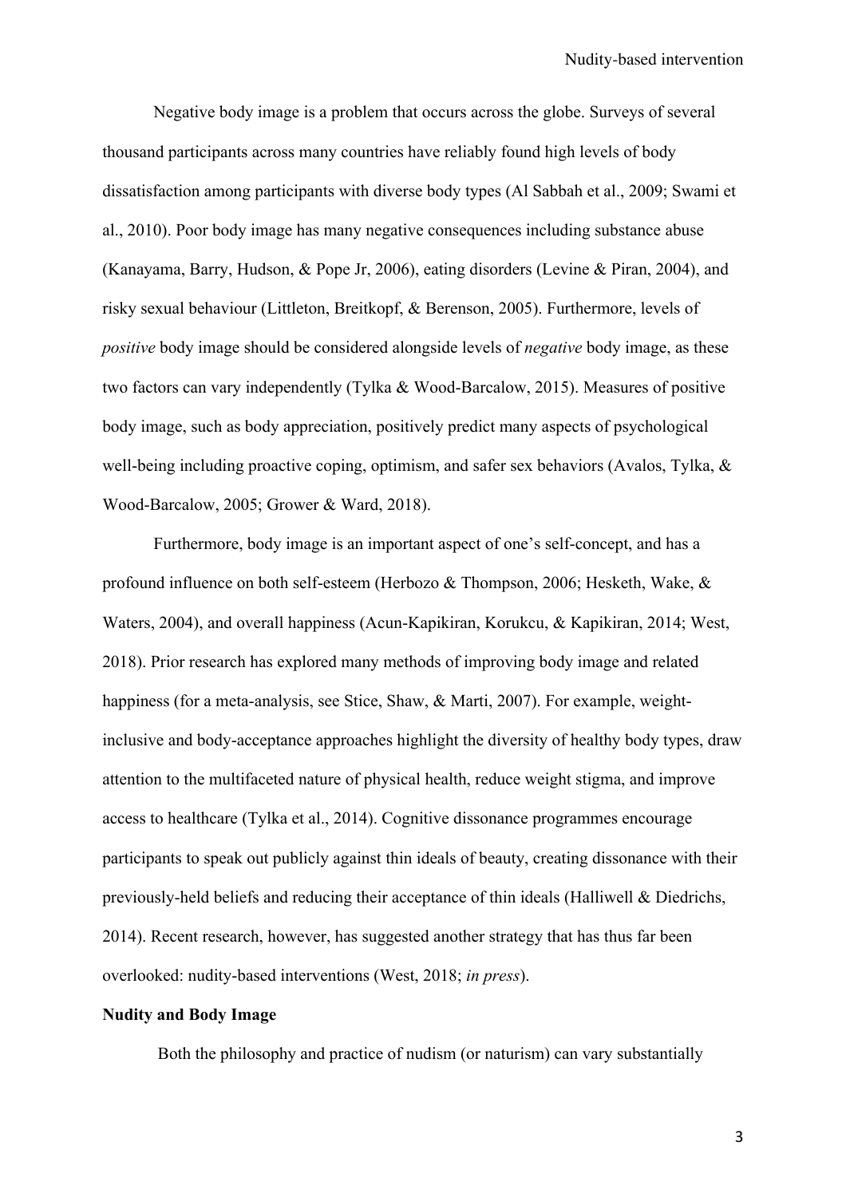Negative body image is a problem that occurs across the globe. Surveys of several thousand participants across many countries have reliably found high levels of body dissatisfaction among participants with diverse body types (Al Sabbah et al., 2009; Swami et al., 2010). Poor body image has many negative consequences including substance abuse (Kanayama, Barry, Hudson, & Pope Jr, 2006), eating disorders (Levine & Piran, 2004), and risky sexual behaviour (Littleton, Breitkopf, & Berenson, 2005). Furthermore, levels of *positive* body image should be considered alongside levels of *negative* body image, as these two factors can vary independently (Tylka & Wood-Barcalow, 2015). Measures of positive body image, such as body appreciation, positively predict many aspects of psychological well-being including proactive coping, optimism, and safer sex behaviors (Avalos, Tylka, & Wood-Barcalow, 2005; Grower & Ward, 2018).

Furthermore, body image is an important aspect of one's self-concept, and has a profound influence on both self-esteem (Herbozo & Thompson, 2006; Hesketh, Wake, & Waters, 2004), and overall happiness (Acun-Kapikiran, Korukcu, & Kapikiran, 2014; West, 2018). Prior research has explored many methods of improving body image and related happiness (for a meta-analysis, see Stice, Shaw, & Marti, 2007). For example, weight-inclusive and body-acceptance approaches highlight the diversity of healthy body types, draw attention to the multifaceted nature of physical health, reduce weight stigma, and improve access to healthcare (Tylka et al., 2014). Cognitive dissonance programmes encourage participants to speak out publicly against thin ideals of beauty, creating dissonance with their previously-held beliefs and reducing their acceptance of thin ideals (Halliwell & Diedrichs, 2014). Recent research, however, has suggested another strategy that has thus far been overlooked: nudity-based interventions (West, 2018; *in press*).

**Nudity and Body Image**

Both the philosophy and practice of nudism (or naturism) can vary substantially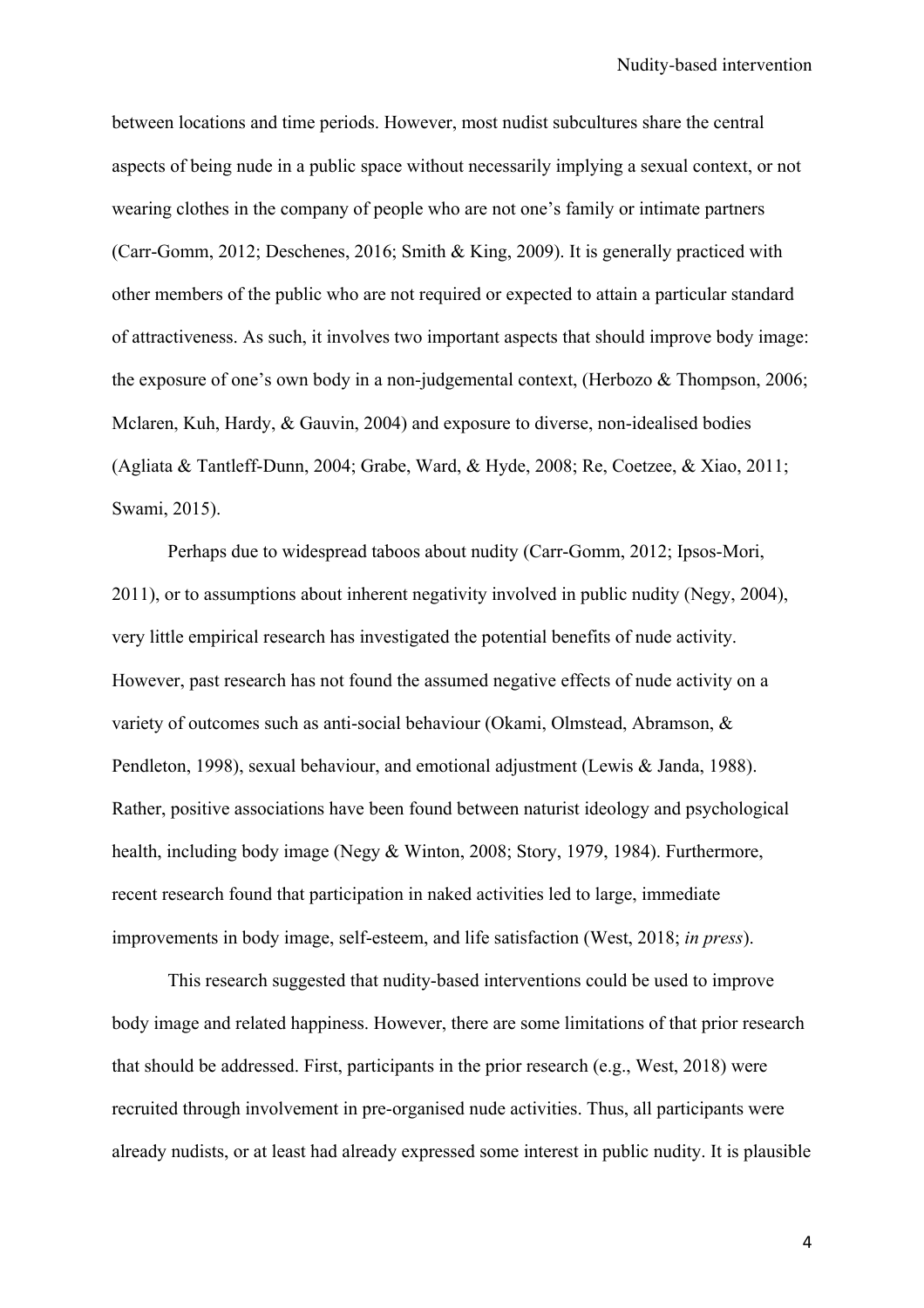between locations and time periods. However, most nudist subcultures share the central aspects of being nude in a public space without necessarily implying a sexual context, or not wearing clothes in the company of people who are not one's family or intimate partners (Carr-Gomm, 2012; Deschenes, 2016; Smith & King, 2009). It is generally practiced with other members of the public who are not required or expected to attain a particular standard of attractiveness. As such, it involves two important aspects that should improve body image: the exposure of one's own body in a non-judgemental context, (Herbozo & Thompson, 2006; Mclaren, Kuh, Hardy, & Gauvin, 2004) and exposure to diverse, non-idealised bodies (Agliata & Tantleff-Dunn, 2004; Grabe, Ward, & Hyde, 2008; Re, Coetzee, & Xiao, 2011; Swami, 2015).

Perhaps due to widespread taboos about nudity (Carr-Gomm, 2012; Ipsos-Mori, 2011), or to assumptions about inherent negativity involved in public nudity (Negy, 2004), very little empirical research has investigated the potential benefits of nude activity. However, past research has not found the assumed negative effects of nude activity on a variety of outcomes such as anti-social behaviour (Okami, Olmstead, Abramson, & Pendleton, 1998), sexual behaviour, and emotional adjustment (Lewis & Janda, 1988). Rather, positive associations have been found between naturist ideology and psychological health, including body image (Negy & Winton, 2008; Story, 1979, 1984). Furthermore, recent research found that participation in naked activities led to large, immediate improvements in body image, self-esteem, and life satisfaction (West, 2018; *in press*).

This research suggested that nudity-based interventions could be used to improve body image and related happiness. However, there are some limitations of that prior research that should be addressed. First, participants in the prior research (e.g., West, 2018) were recruited through involvement in pre-organised nude activities. Thus, all participants were already nudists, or at least had already expressed some interest in public nudity. It is plausible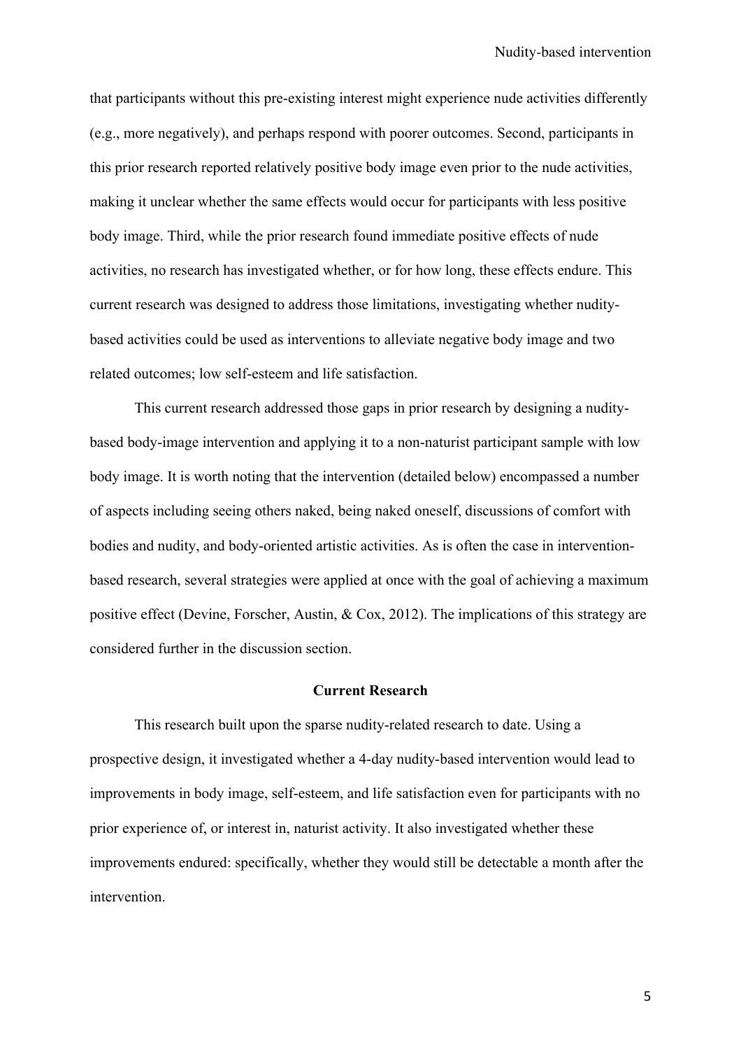that participants without this pre-existing interest might experience nude activities differently (e.g., more negatively), and perhaps respond with poorer outcomes. Second, participants in this prior research reported relatively positive body image even prior to the nude activities, making it unclear whether the same effects would occur for participants with less positive body image. Third, while the prior research found immediate positive effects of nude activities, no research has investigated whether, or for how long, these effects endure. This current research was designed to address those limitations, investigating whether nudity-based activities could be used as interventions to alleviate negative body image and two related outcomes; low self-esteem and life satisfaction.

This current research addressed those gaps in prior research by designing a nudity-based body-image intervention and applying it to a non-naturist participant sample with low body image. It is worth noting that the intervention (detailed below) encompassed a number of aspects including seeing others naked, being naked oneself, discussions of comfort with bodies and nudity, and body-oriented artistic activities. As is often the case in intervention-based research, several strategies were applied at once with the goal of achieving a maximum positive effect (Devine, Forscher, Austin, & Cox, 2012). The implications of this strategy are considered further in the discussion section.

## Current Research

This research built upon the sparse nudity-related research to date. Using a prospective design, it investigated whether a 4-day nudity-based intervention would lead to improvements in body image, self-esteem, and life satisfaction even for participants with no prior experience of, or interest in, naturist activity. It also investigated whether these improvements endured: specifically, whether they would still be detectable a month after the intervention.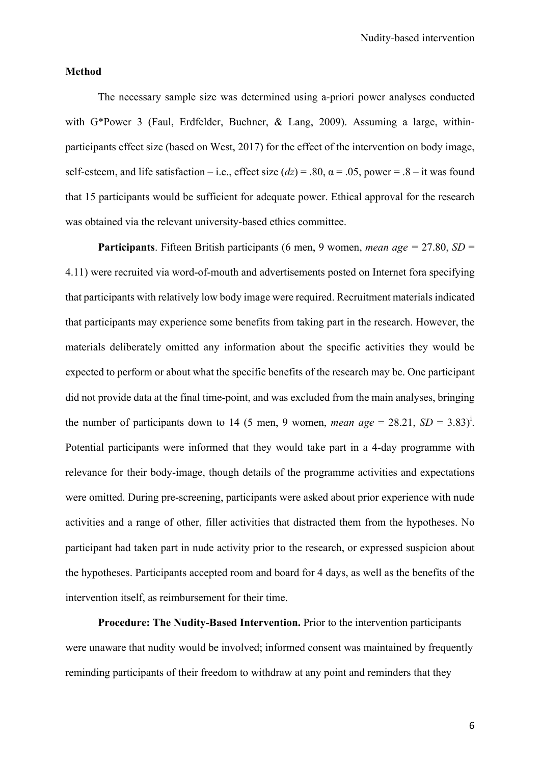## Method

The necessary sample size was determined using a-priori power analyses conducted with G*Power 3 (Faul, Erdfelder, Buchner, & Lang, 2009). Assuming a large, within-participants effect size (based on West, 2017) for the effect of the intervention on body image, self-esteem, and life satisfaction – i.e., effect size ($dz$) = .80, $\alpha$ = .05, power = .8 – it was found that 15 participants would be sufficient for adequate power. Ethical approval for the research was obtained via the relevant university-based ethics committee.

**Participants**. Fifteen British participants (6 men, 9 women, *mean age* = 27.80, *SD* = 4.11) were recruited via word-of-mouth and advertisements posted on Internet fora specifying that participants with relatively low body image were required. Recruitment materials indicated that participants may experience some benefits from taking part in the research. However, the materials deliberately omitted any information about the specific activities they would be expected to perform or about what the specific benefits of the research may be. One participant did not provide data at the final time-point, and was excluded from the main analyses, bringing the number of participants down to 14 (5 men, 9 women, *mean age* = 28.21, *SD* = 3.83)[i]. Potential participants were informed that they would take part in a 4-day programme with relevance for their body-image, though details of the programme activities and expectations were omitted. During pre-screening, participants were asked about prior experience with nude activities and a range of other, filler activities that distracted them from the hypotheses. No participant had taken part in nude activity prior to the research, or expressed suspicion about the hypotheses. Participants accepted room and board for 4 days, as well as the benefits of the intervention itself, as reimbursement for their time.

**Procedure: The Nudity-Based Intervention.** Prior to the intervention participants were unaware that nudity would be involved; informed consent was maintained by frequently reminding participants of their freedom to withdraw at any point and reminders that they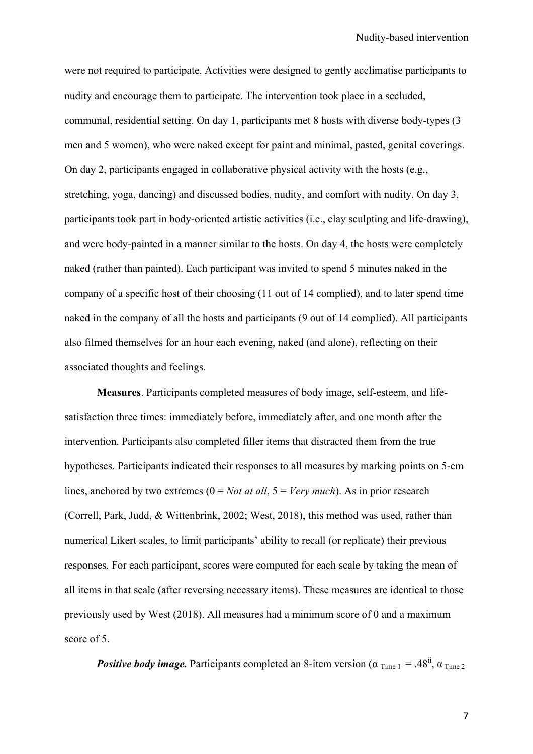were not required to participate. Activities were designed to gently acclimatise participants to nudity and encourage them to participate. The intervention took place in a secluded, communal, residential setting. On day 1, participants met 8 hosts with diverse body-types (3 men and 5 women), who were naked except for paint and minimal, pasted, genital coverings. On day 2, participants engaged in collaborative physical activity with the hosts (e.g., stretching, yoga, dancing) and discussed bodies, nudity, and comfort with nudity. On day 3, participants took part in body-oriented artistic activities (i.e., clay sculpting and life-drawing), and were body-painted in a manner similar to the hosts. On day 4, the hosts were completely naked (rather than painted). Each participant was invited to spend 5 minutes naked in the company of a specific host of their choosing (11 out of 14 complied), and to later spend time naked in the company of all the hosts and participants (9 out of 14 complied). All participants also filmed themselves for an hour each evening, naked (and alone), reflecting on their associated thoughts and feelings.

**Measures**. Participants completed measures of body image, self-esteem, and life-satisfaction three times: immediately before, immediately after, and one month after the intervention. Participants also completed filler items that distracted them from the true hypotheses. Participants indicated their responses to all measures by marking points on 5-cm lines, anchored by two extremes (0 = *Not at all*, 5 = *Very much*). As in prior research (Correll, Park, Judd, & Wittenbrink, 2002; West, 2018), this method was used, rather than numerical Likert scales, to limit participants' ability to recall (or replicate) their previous responses. For each participant, scores were computed for each scale by taking the mean of all items in that scale (after reversing necessary items). These measures are identical to those previously used by West (2018). All measures had a minimum score of 0 and a maximum score of 5.

***Positive body image.*** Participants completed an 8-item version ($\alpha_{\text{Time 1}} = .48$[ii], $\alpha_{\text{Time 2}}$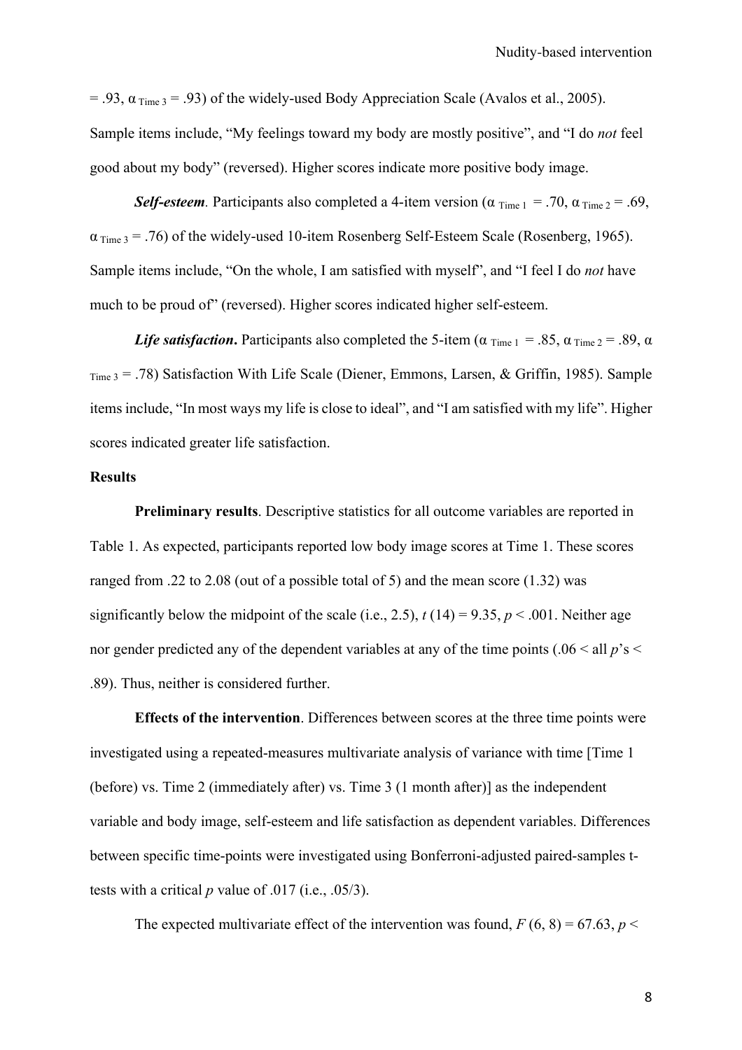= .93, $\alpha_{\text{Time 3}}$ = .93) of the widely-used Body Appreciation Scale (Avalos et al., 2005). Sample items include, "My feelings toward my body are mostly positive", and "I do *not* feel good about my body" (reversed). Higher scores indicate more positive body image.

***Self-esteem***. Participants also completed a 4-item version ($\alpha_{\text{Time 1}}$ = .70, $\alpha_{\text{Time 2}}$ = .69, $\alpha_{\text{Time 3}}$ = .76) of the widely-used 10-item Rosenberg Self-Esteem Scale (Rosenberg, 1965). Sample items include, "On the whole, I am satisfied with myself", and "I feel I do *not* have much to be proud of" (reversed). Higher scores indicated higher self-esteem.

***Life satisfaction*****.** Participants also completed the 5-item ($\alpha_{\text{Time 1}}$ = .85, $\alpha_{\text{Time 2}}$ = .89, $\alpha_{\text{Time 3}}$ = .78) Satisfaction With Life Scale (Diener, Emmons, Larsen, & Griffin, 1985). Sample items include, "In most ways my life is close to ideal", and "I am satisfied with my life". Higher scores indicated greater life satisfaction.

**Results**

**Preliminary results**. Descriptive statistics for all outcome variables are reported in Table 1. As expected, participants reported low body image scores at Time 1. These scores ranged from .22 to 2.08 (out of a possible total of 5) and the mean score (1.32) was significantly below the midpoint of the scale (i.e., 2.5), $t$ (14) = 9.35, $p$ < .001. Neither age nor gender predicted any of the dependent variables at any of the time points (.06 < all $p$'s < .89). Thus, neither is considered further.

**Effects of the intervention**. Differences between scores at the three time points were investigated using a repeated-measures multivariate analysis of variance with time [Time 1 (before) vs. Time 2 (immediately after) vs. Time 3 (1 month after)] as the independent variable and body image, self-esteem and life satisfaction as dependent variables. Differences between specific time-points were investigated using Bonferroni-adjusted paired-samples t-tests with a critical $p$ value of .017 (i.e., .05/3).

The expected multivariate effect of the intervention was found, $F$ (6, 8) = 67.63, $p$ <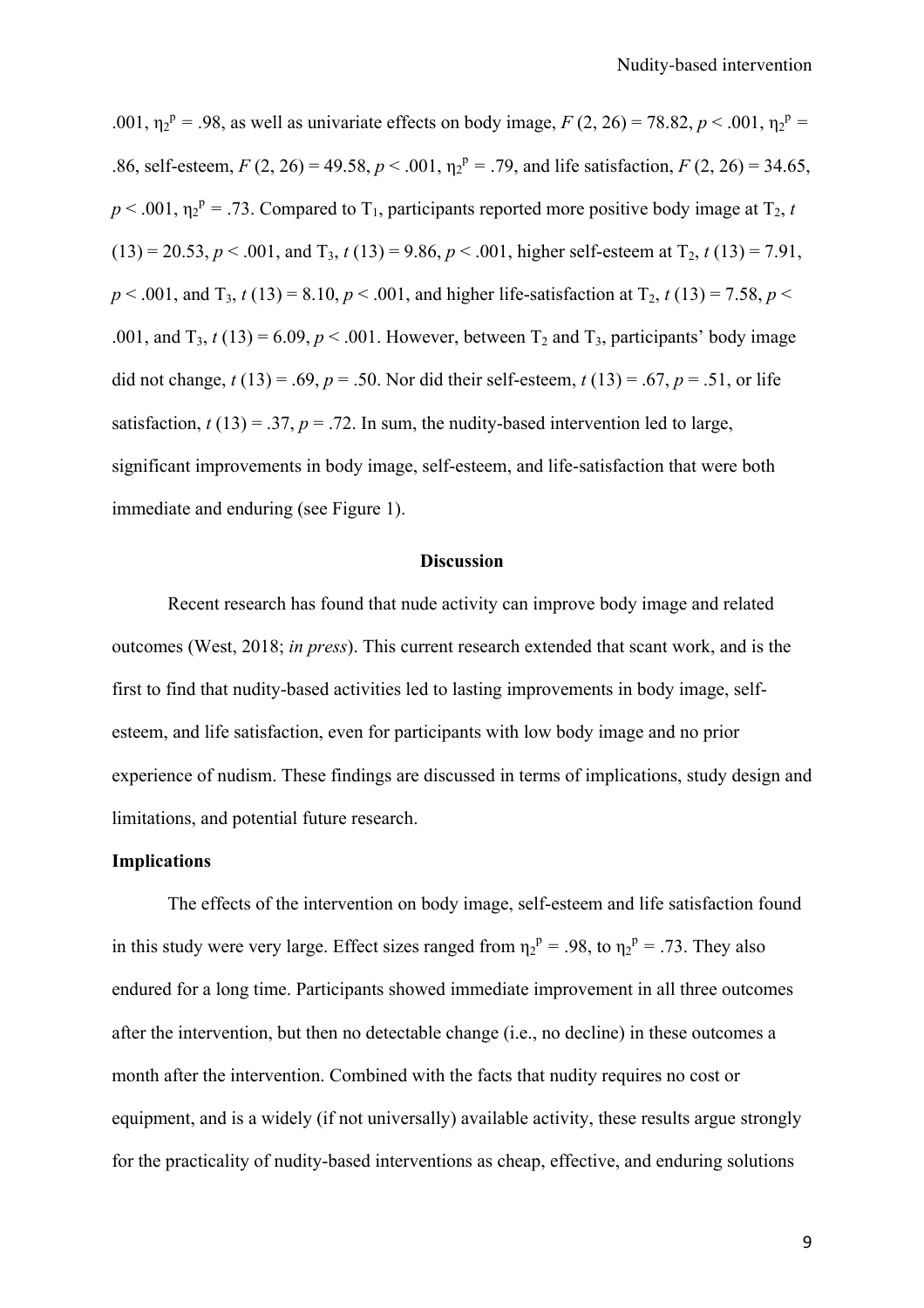.001, $\eta_2^p = .98$, as well as univariate effects on body image, $F(2, 26) = 78.82$, $p < .001$, $\eta_2^p = .86$, self-esteem, $F(2, 26) = 49.58$, $p < .001$, $\eta_2^p = .79$, and life satisfaction, $F(2, 26) = 34.65$, $p < .001$, $\eta_2^p = .73$. Compared to $T_1$, participants reported more positive body image at $T_2$, $t(13) = 20.53$, $p < .001$, and $T_3$, $t(13) = 9.86$, $p < .001$, higher self-esteem at $T_2$, $t(13) = 7.91$, $p < .001$, and $T_3$, $t(13) = 8.10$, $p < .001$, and higher life-satisfaction at $T_2$, $t(13) = 7.58$, $p < .001$, and $T_3$, $t(13) = 6.09$, $p < .001$. However, between $T_2$ and $T_3$, participants' body image did not change, $t(13) = .69$, $p = .50$. Nor did their self-esteem, $t(13) = .67$, $p = .51$, or life satisfaction, $t(13) = .37$, $p = .72$. In sum, the nudity-based intervention led to large, significant improvements in body image, self-esteem, and life-satisfaction that were both immediate and enduring (see Figure 1).

## Discussion

Recent research has found that nude activity can improve body image and related outcomes (West, 2018; *in press*). This current research extended that scant work, and is the first to find that nudity-based activities led to lasting improvements in body image, self-esteem, and life satisfaction, even for participants with low body image and no prior experience of nudism. These findings are discussed in terms of implications, study design and limitations, and potential future research.

### Implications

The effects of the intervention on body image, self-esteem and life satisfaction found in this study were very large. Effect sizes ranged from $\eta_2^p = .98$, to $\eta_2^p = .73$. They also endured for a long time. Participants showed immediate improvement in all three outcomes after the intervention, but then no detectable change (i.e., no decline) in these outcomes a month after the intervention. Combined with the facts that nudity requires no cost or equipment, and is a widely (if not universally) available activity, these results argue strongly for the practicality of nudity-based interventions as cheap, effective, and enduring solutions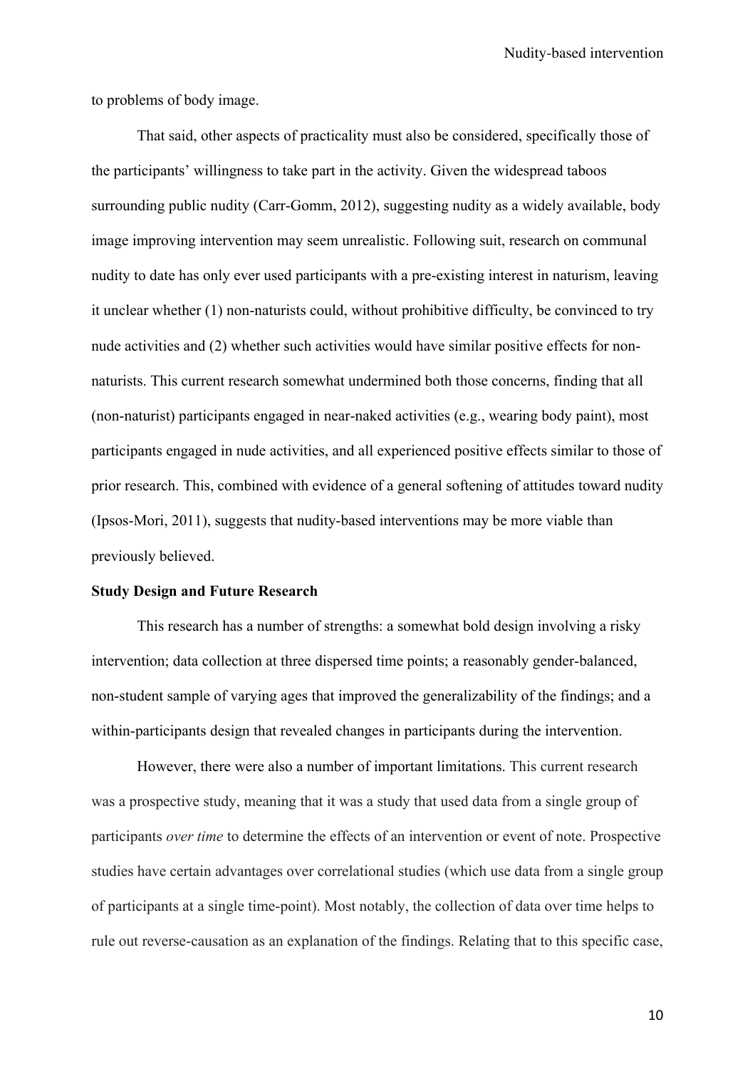to problems of body image.

That said, other aspects of practicality must also be considered, specifically those of the participants' willingness to take part in the activity. Given the widespread taboos surrounding public nudity (Carr-Gomm, 2012), suggesting nudity as a widely available, body image improving intervention may seem unrealistic. Following suit, research on communal nudity to date has only ever used participants with a pre-existing interest in naturism, leaving it unclear whether (1) non-naturists could, without prohibitive difficulty, be convinced to try nude activities and (2) whether such activities would have similar positive effects for non-naturists. This current research somewhat undermined both those concerns, finding that all (non-naturist) participants engaged in near-naked activities (e.g., wearing body paint), most participants engaged in nude activities, and all experienced positive effects similar to those of prior research. This, combined with evidence of a general softening of attitudes toward nudity (Ipsos-Mori, 2011), suggests that nudity-based interventions may be more viable than previously believed.

**Study Design and Future Research**

This research has a number of strengths: a somewhat bold design involving a risky intervention; data collection at three dispersed time points; a reasonably gender-balanced, non-student sample of varying ages that improved the generalizability of the findings; and a within-participants design that revealed changes in participants during the intervention.

However, there were also a number of important limitations. This current research was a prospective study, meaning that it was a study that used data from a single group of participants *over time* to determine the effects of an intervention or event of note. Prospective studies have certain advantages over correlational studies (which use data from a single group of participants at a single time-point). Most notably, the collection of data over time helps to rule out reverse-causation as an explanation of the findings. Relating that to this specific case,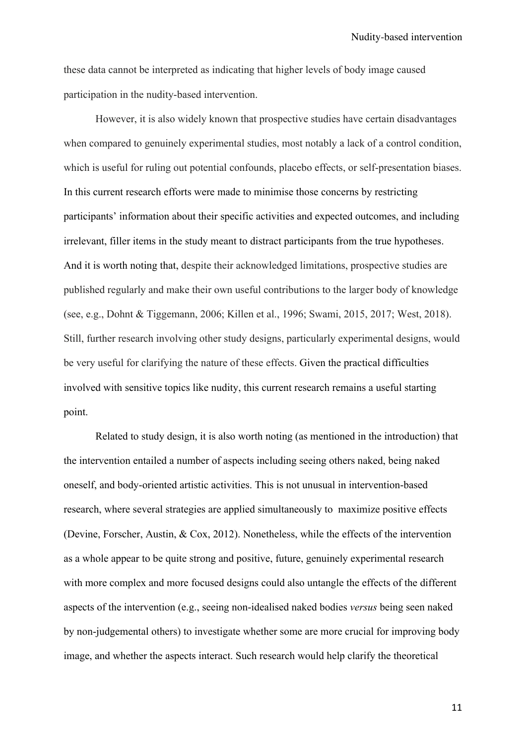these data cannot be interpreted as indicating that higher levels of body image caused participation in the nudity-based intervention.

However, it is also widely known that prospective studies have certain disadvantages when compared to genuinely experimental studies, most notably a lack of a control condition, which is useful for ruling out potential confounds, placebo effects, or self-presentation biases. In this current research efforts were made to minimise those concerns by restricting participants' information about their specific activities and expected outcomes, and including irrelevant, filler items in the study meant to distract participants from the true hypotheses. And it is worth noting that, despite their acknowledged limitations, prospective studies are published regularly and make their own useful contributions to the larger body of knowledge (see, e.g., Dohnt & Tiggemann, 2006; Killen et al., 1996; Swami, 2015, 2017; West, 2018). Still, further research involving other study designs, particularly experimental designs, would be very useful for clarifying the nature of these effects. Given the practical difficulties involved with sensitive topics like nudity, this current research remains a useful starting point.

Related to study design, it is also worth noting (as mentioned in the introduction) that the intervention entailed a number of aspects including seeing others naked, being naked oneself, and body-oriented artistic activities. This is not unusual in intervention-based research, where several strategies are applied simultaneously to maximize positive effects (Devine, Forscher, Austin, & Cox, 2012). Nonetheless, while the effects of the intervention as a whole appear to be quite strong and positive, future, genuinely experimental research with more complex and more focused designs could also untangle the effects of the different aspects of the intervention (e.g., seeing non-idealised naked bodies *versus* being seen naked by non-judgemental others) to investigate whether some are more crucial for improving body image, and whether the aspects interact. Such research would help clarify the theoretical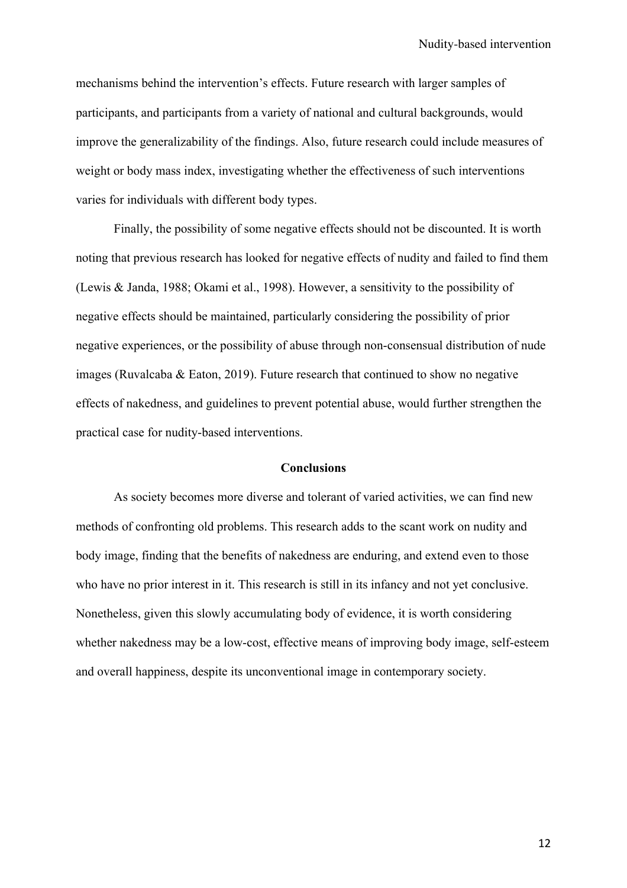mechanisms behind the intervention's effects. Future research with larger samples of participants, and participants from a variety of national and cultural backgrounds, would improve the generalizability of the findings. Also, future research could include measures of weight or body mass index, investigating whether the effectiveness of such interventions varies for individuals with different body types.

Finally, the possibility of some negative effects should not be discounted. It is worth noting that previous research has looked for negative effects of nudity and failed to find them (Lewis & Janda, 1988; Okami et al., 1998). However, a sensitivity to the possibility of negative effects should be maintained, particularly considering the possibility of prior negative experiences, or the possibility of abuse through non-consensual distribution of nude images (Ruvalcaba & Eaton, 2019). Future research that continued to show no negative effects of nakedness, and guidelines to prevent potential abuse, would further strengthen the practical case for nudity-based interventions.

## Conclusions

As society becomes more diverse and tolerant of varied activities, we can find new methods of confronting old problems. This research adds to the scant work on nudity and body image, finding that the benefits of nakedness are enduring, and extend even to those who have no prior interest in it. This research is still in its infancy and not yet conclusive. Nonetheless, given this slowly accumulating body of evidence, it is worth considering whether nakedness may be a low-cost, effective means of improving body image, self-esteem and overall happiness, despite its unconventional image in contemporary society.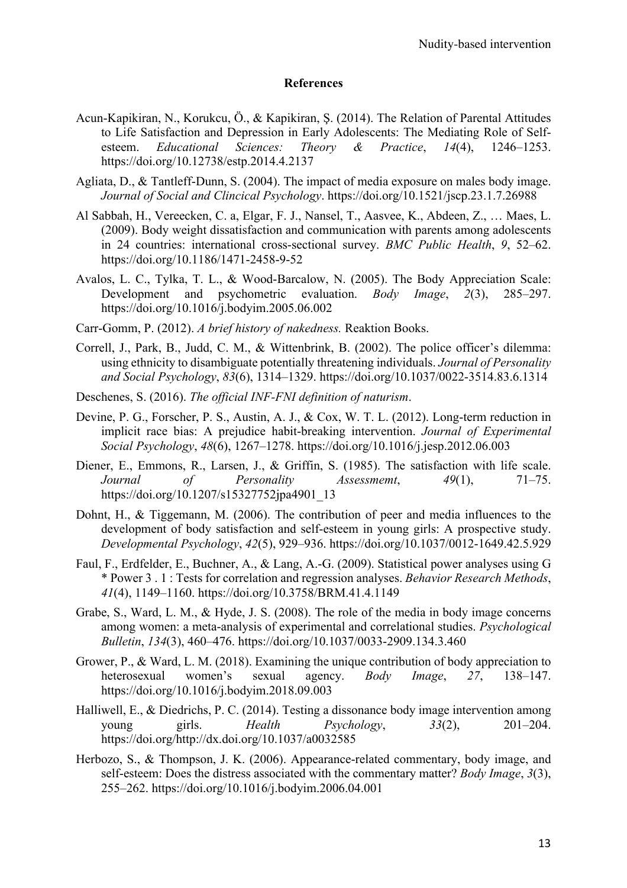**References**

Acun-Kapikiran, N., Korukcu, Ö., & Kapikiran, Ş. (2014). The Relation of Parental Attitudes to Life Satisfaction and Depression in Early Adolescents: The Mediating Role of Self-esteem. *Educational Sciences: Theory & Practice*, *14*(4), 1246–1253. https://doi.org/10.12738/estp.2014.4.2137

Agliata, D., & Tantleff-Dunn, S. (2004). The impact of media exposure on males body image. *Journal of Social and Clincical Psychology*. https://doi.org/10.1521/jscp.23.1.7.26988

Al Sabbah, H., Vereecken, C. a, Elgar, F. J., Nansel, T., Aasvee, K., Abdeen, Z., … Maes, L. (2009). Body weight dissatisfaction and communication with parents among adolescents in 24 countries: international cross-sectional survey. *BMC Public Health*, *9*, 52–62. https://doi.org/10.1186/1471-2458-9-52

Avalos, L. C., Tylka, T. L., & Wood-Barcalow, N. (2005). The Body Appreciation Scale: Development and psychometric evaluation. *Body Image*, *2*(3), 285–297. https://doi.org/10.1016/j.bodyim.2005.06.002

Carr-Gomm, P. (2012). *A brief history of nakedness.* Reaktion Books.

Correll, J., Park, B., Judd, C. M., & Wittenbrink, B. (2002). The police officer's dilemma: using ethnicity to disambiguate potentially threatening individuals. *Journal of Personality and Social Psychology*, *83*(6), 1314–1329. https://doi.org/10.1037/0022-3514.83.6.1314

Deschenes, S. (2016). *The official INF-FNI definition of naturism*.

Devine, P. G., Forscher, P. S., Austin, A. J., & Cox, W. T. L. (2012). Long-term reduction in implicit race bias: A prejudice habit-breaking intervention. *Journal of Experimental Social Psychology*, *48*(6), 1267–1278. https://doi.org/10.1016/j.jesp.2012.06.003

Diener, E., Emmons, R., Larsen, J., & Griffin, S. (1985). The satisfaction with life scale. *Journal of Personality Assessmemt*, *49*(1), 71–75. https://doi.org/10.1207/s15327752jpa4901_13

Dohnt, H., & Tiggemann, M. (2006). The contribution of peer and media influences to the development of body satisfaction and self-esteem in young girls: A prospective study. *Developmental Psychology*, *42*(5), 929–936. https://doi.org/10.1037/0012-1649.42.5.929

Faul, F., Erdfelder, E., Buchner, A., & Lang, A.-G. (2009). Statistical power analyses using G * Power 3 . 1 : Tests for correlation and regression analyses. *Behavior Research Methods*, *41*(4), 1149–1160. https://doi.org/10.3758/BRM.41.4.1149

Grabe, S., Ward, L. M., & Hyde, J. S. (2008). The role of the media in body image concerns among women: a meta-analysis of experimental and correlational studies. *Psychological Bulletin*, *134*(3), 460–476. https://doi.org/10.1037/0033-2909.134.3.460

Grower, P., & Ward, L. M. (2018). Examining the unique contribution of body appreciation to heterosexual women's sexual agency. *Body Image*, *27*, 138–147. https://doi.org/10.1016/j.bodyim.2018.09.003

Halliwell, E., & Diedrichs, P. C. (2014). Testing a dissonance body image intervention among young girls. *Health Psychology*, *33*(2), 201–204. https://doi.org/http://dx.doi.org/10.1037/a0032585

Herbozo, S., & Thompson, J. K. (2006). Appearance-related commentary, body image, and self-esteem: Does the distress associated with the commentary matter? *Body Image*, *3*(3), 255–262. https://doi.org/10.1016/j.bodyim.2006.04.001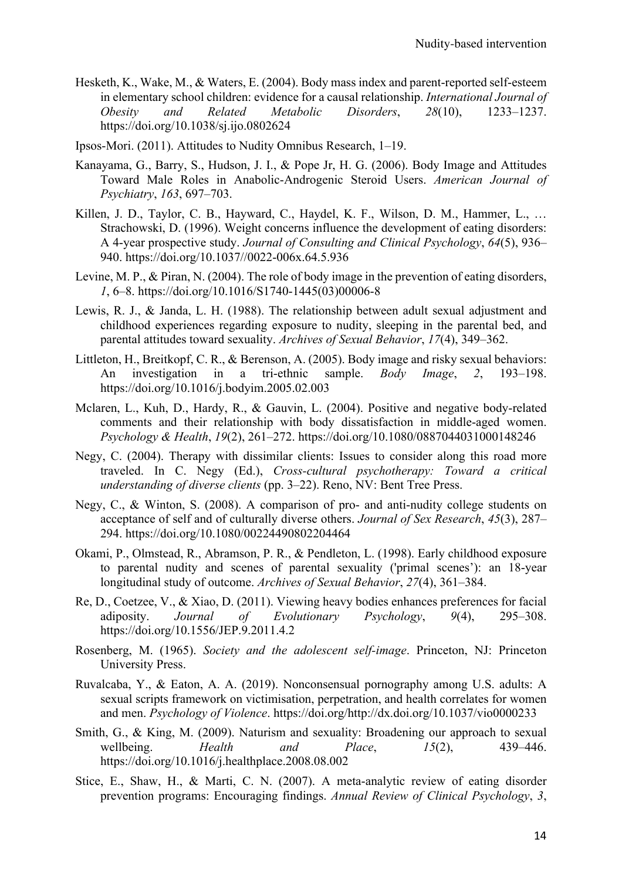Hesketh, K., Wake, M., & Waters, E. (2004). Body mass index and parent-reported self-esteem in elementary school children: evidence for a causal relationship. *International Journal of Obesity and Related Metabolic Disorders*, *28*(10), 1233–1237. https://doi.org/10.1038/sj.ijo.0802624

Ipsos-Mori. (2011). Attitudes to Nudity Omnibus Research, 1–19.

Kanayama, G., Barry, S., Hudson, J. I., & Pope Jr, H. G. (2006). Body Image and Attitudes Toward Male Roles in Anabolic-Androgenic Steroid Users. *American Journal of Psychiatry*, *163*, 697–703.

Killen, J. D., Taylor, C. B., Hayward, C., Haydel, K. F., Wilson, D. M., Hammer, L., … Strachowski, D. (1996). Weight concerns influence the development of eating disorders: A 4-year prospective study. *Journal of Consulting and Clinical Psychology*, *64*(5), 936–940. https://doi.org/10.1037//0022-006x.64.5.936

Levine, M. P., & Piran, N. (2004). The role of body image in the prevention of eating disorders, *1*, 6–8. https://doi.org/10.1016/S1740-1445(03)00006-8

Lewis, R. J., & Janda, L. H. (1988). The relationship between adult sexual adjustment and childhood experiences regarding exposure to nudity, sleeping in the parental bed, and parental attitudes toward sexuality. *Archives of Sexual Behavior*, *17*(4), 349–362.

Littleton, H., Breitkopf, C. R., & Berenson, A. (2005). Body image and risky sexual behaviors: An investigation in a tri-ethnic sample. *Body Image*, *2*, 193–198. https://doi.org/10.1016/j.bodyim.2005.02.003

Mclaren, L., Kuh, D., Hardy, R., & Gauvin, L. (2004). Positive and negative body-related comments and their relationship with body dissatisfaction in middle-aged women. *Psychology & Health*, *19*(2), 261–272. https://doi.org/10.1080/0887044031000148246

Negy, C. (2004). Therapy with dissimilar clients: Issues to consider along this road more traveled. In C. Negy (Ed.), *Cross-cultural psychotherapy: Toward a critical understanding of diverse clients* (pp. 3–22). Reno, NV: Bent Tree Press.

Negy, C., & Winton, S. (2008). A comparison of pro- and anti-nudity college students on acceptance of self and of culturally diverse others. *Journal of Sex Research*, *45*(3), 287–294. https://doi.org/10.1080/00224490802204464

Okami, P., Olmstead, R., Abramson, P. R., & Pendleton, L. (1998). Early childhood exposure to parental nudity and scenes of parental sexuality ('primal scenes'): an 18-year longitudinal study of outcome. *Archives of Sexual Behavior*, *27*(4), 361–384.

Re, D., Coetzee, V., & Xiao, D. (2011). Viewing heavy bodies enhances preferences for facial adiposity. *Journal of Evolutionary Psychology*, *9*(4), 295–308. https://doi.org/10.1556/JEP.9.2011.4.2

Rosenberg, M. (1965). *Society and the adolescent self-image*. Princeton, NJ: Princeton University Press.

Ruvalcaba, Y., & Eaton, A. A. (2019). Nonconsensual pornography among U.S. adults: A sexual scripts framework on victimisation, perpetration, and health correlates for women and men. *Psychology of Violence*. https://doi.org/http://dx.doi.org/10.1037/vio0000233

Smith, G., & King, M. (2009). Naturism and sexuality: Broadening our approach to sexual wellbeing. *Health and Place*, *15*(2), 439–446. https://doi.org/10.1016/j.healthplace.2008.08.002

Stice, E., Shaw, H., & Marti, C. N. (2007). A meta-analytic review of eating disorder prevention programs: Encouraging findings. *Annual Review of Clinical Psychology*, *3*,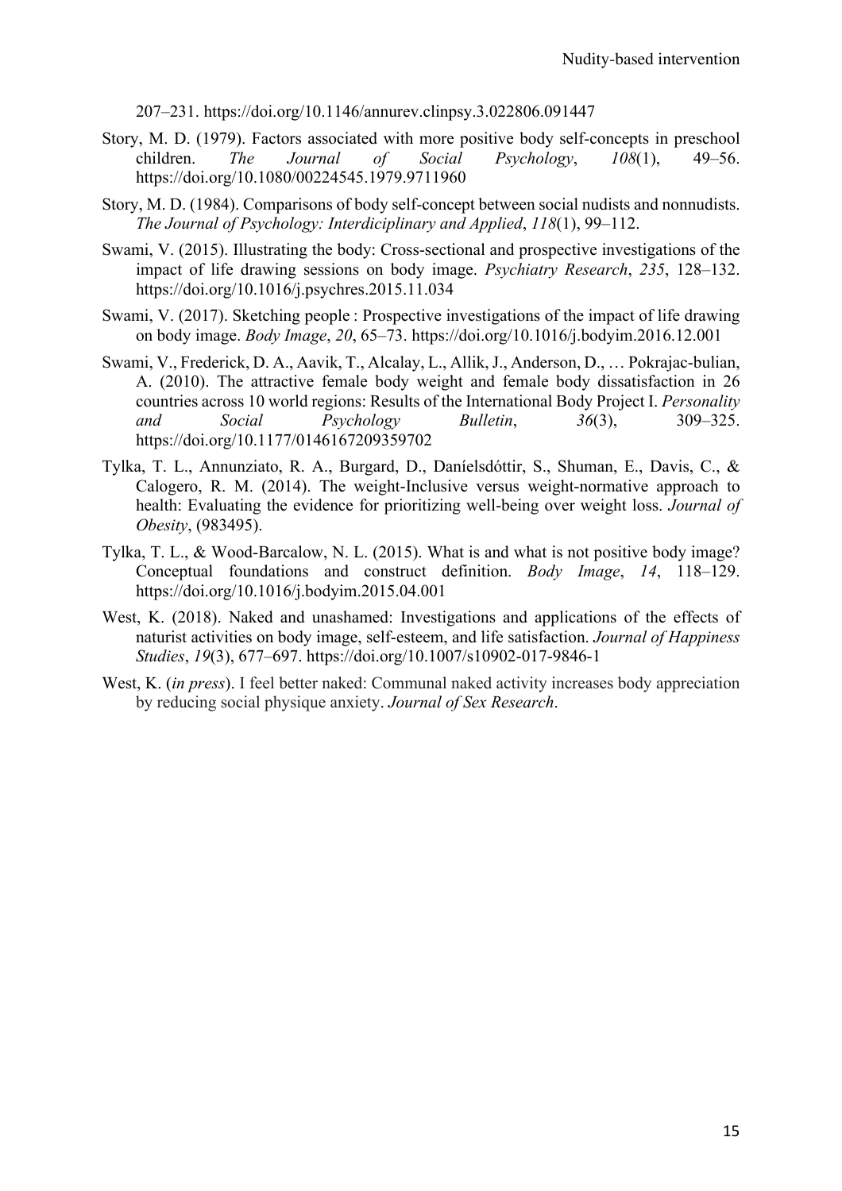207–231. https://doi.org/10.1146/annurev.clinpsy.3.022806.091447

Story, M. D. (1979). Factors associated with more positive body self-concepts in preschool children. *The Journal of Social Psychology*, *108*(1), 49–56. https://doi.org/10.1080/00224545.1979.9711960

Story, M. D. (1984). Comparisons of body self-concept between social nudists and nonnudists. *The Journal of Psychology: Interdiciplinary and Applied*, *118*(1), 99–112.

Swami, V. (2015). Illustrating the body: Cross-sectional and prospective investigations of the impact of life drawing sessions on body image. *Psychiatry Research*, *235*, 128–132. https://doi.org/10.1016/j.psychres.2015.11.034

Swami, V. (2017). Sketching people : Prospective investigations of the impact of life drawing on body image. *Body Image*, *20*, 65–73. https://doi.org/10.1016/j.bodyim.2016.12.001

Swami, V., Frederick, D. A., Aavik, T., Alcalay, L., Allik, J., Anderson, D., … Pokrajac-bulian, A. (2010). The attractive female body weight and female body dissatisfaction in 26 countries across 10 world regions: Results of the International Body Project I. *Personality and Social Psychology Bulletin*, *36*(3), 309–325. https://doi.org/10.1177/0146167209359702

Tylka, T. L., Annunziato, R. A., Burgard, D., Daníelsdóttir, S., Shuman, E., Davis, C., & Calogero, R. M. (2014). The weight-Inclusive versus weight-normative approach to health: Evaluating the evidence for prioritizing well-being over weight loss. *Journal of Obesity*, (983495).

Tylka, T. L., & Wood-Barcalow, N. L. (2015). What is and what is not positive body image? Conceptual foundations and construct definition. *Body Image*, *14*, 118–129. https://doi.org/10.1016/j.bodyim.2015.04.001

West, K. (2018). Naked and unashamed: Investigations and applications of the effects of naturist activities on body image, self-esteem, and life satisfaction. *Journal of Happiness Studies*, *19*(3), 677–697. https://doi.org/10.1007/s10902-017-9846-1

West, K. (*in press*). I feel better naked: Communal naked activity increases body appreciation by reducing social physique anxiety. *Journal of Sex Research*.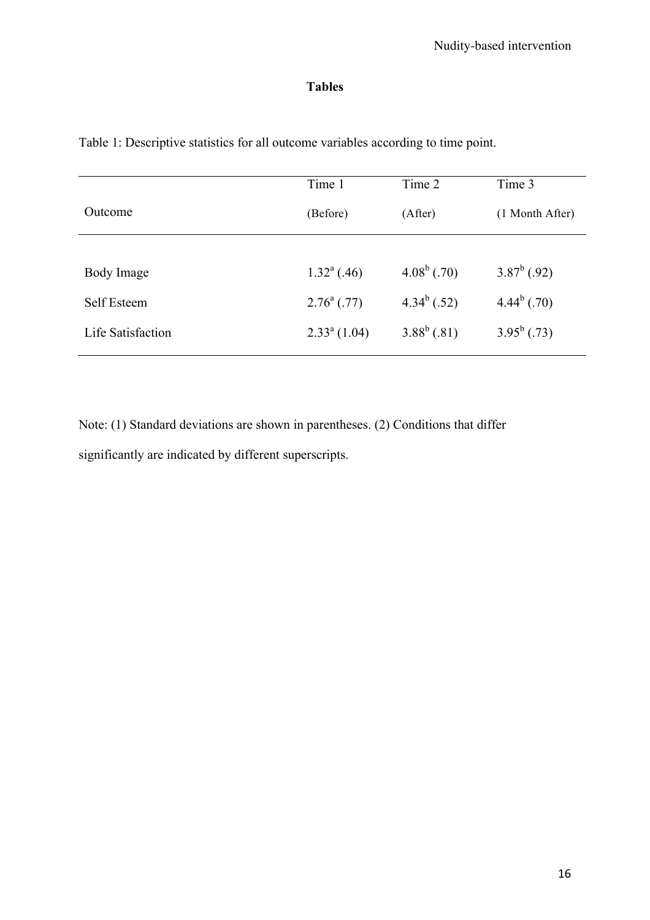**Tables**

Table 1: Descriptive statistics for all outcome variables according to time point.

| Outcome | Time 1 (Before) | Time 2 (After) | Time 3 (1 Month After) |
|---|---|---|---|
| Body Image | $1.32^{a}$ (.46) | $4.08^{b}$ (.70) | $3.87^{b}$ (.92) |
| Self Esteem | $2.76^{a}$ (.77) | $4.34^{b}$ (.52) | $4.44^{b}$ (.70) |
| Life Satisfaction | $2.33^{a}$ (1.04) | $3.88^{b}$ (.81) | $3.95^{b}$ (.73) |

Note: (1) Standard deviations are shown in parentheses. (2) Conditions that differ significantly are indicated by different superscripts.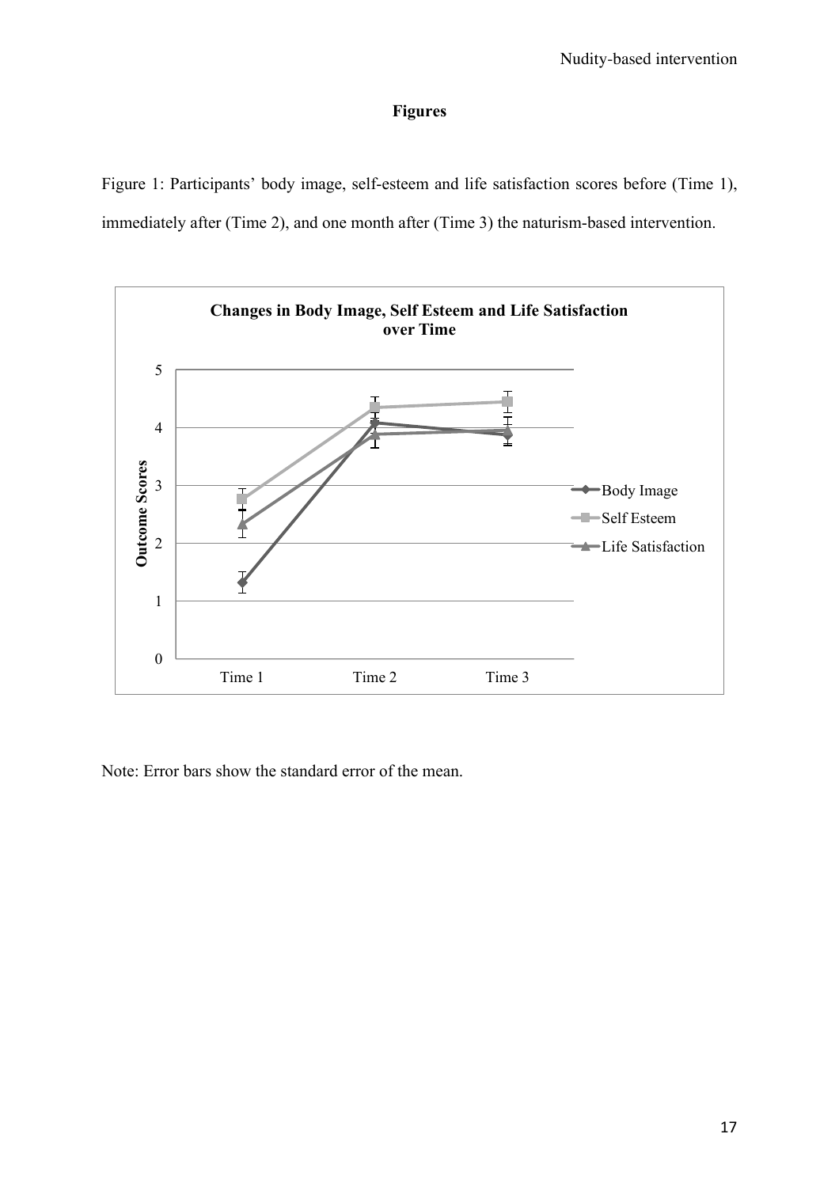**Figures**

Figure 1: Participants' body image, self-esteem and life satisfaction scores before (Time 1), immediately after (Time 2), and one month after (Time 3) the naturism-based intervention.

Note: Error bars show the standard error of the mean.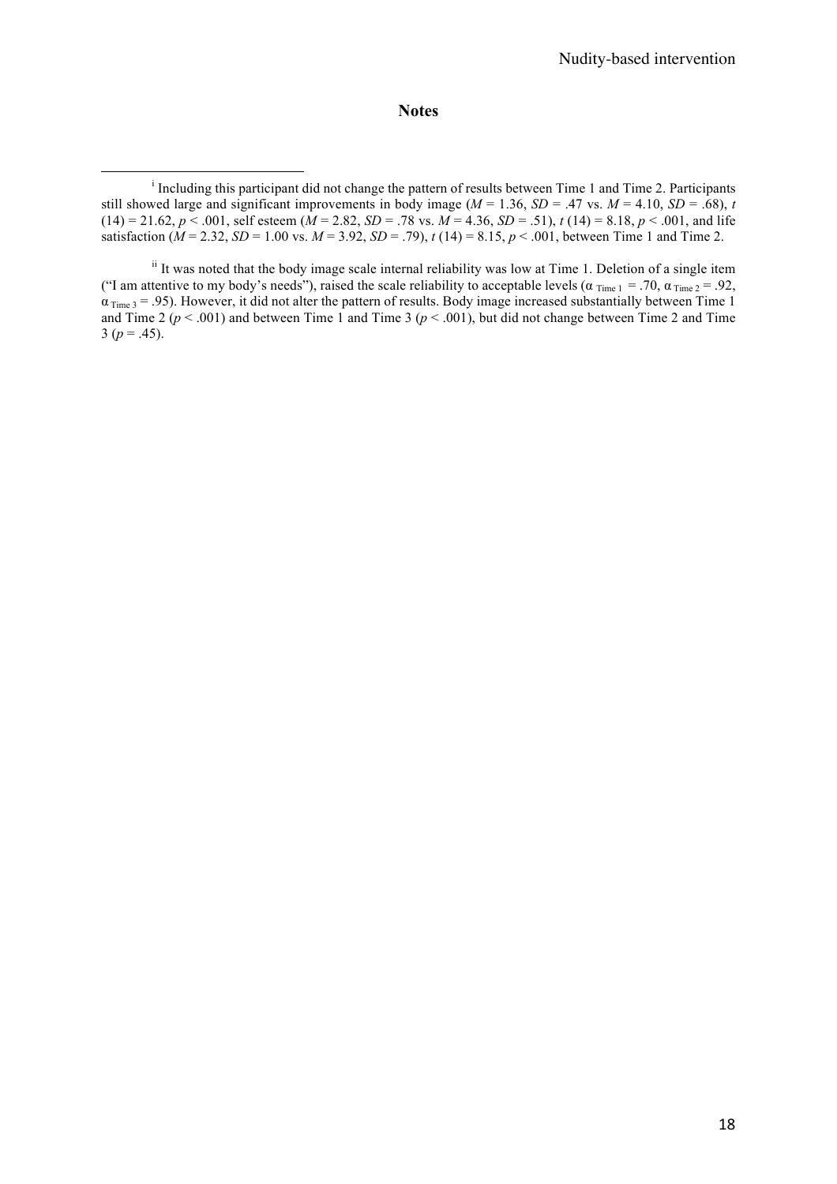## Notes

[i] Including this participant did not change the pattern of results between Time 1 and Time 2. Participants still showed large and significant improvements in body image (*M* = 1.36, *SD* = .47 vs. *M* = 4.10, *SD* = .68), $t$ (14) = 21.62, $p < .001$, self esteem (*M* = 2.82, *SD* = .78 vs. *M* = 4.36, *SD* = .51), $t$ (14) = 8.18, $p < .001$, and life satisfaction (*M* = 2.32, *SD* = 1.00 vs. *M* = 3.92, *SD* = .79), $t$ (14) = 8.15, $p < .001$, between Time 1 and Time 2.

[ii] It was noted that the body image scale internal reliability was low at Time 1. Deletion of a single item ("I am attentive to my body's needs"), raised the scale reliability to acceptable levels ($\alpha_{\text{Time 1}} = .70$, $\alpha_{\text{Time 2}} = .92$, $\alpha_{\text{Time 3}} = .95$). However, it did not alter the pattern of results. Body image increased substantially between Time 1 and Time 2 ($p < .001$) and between Time 1 and Time 3 ($p < .001$), but did not change between Time 2 and Time 3 ($p = .45$).